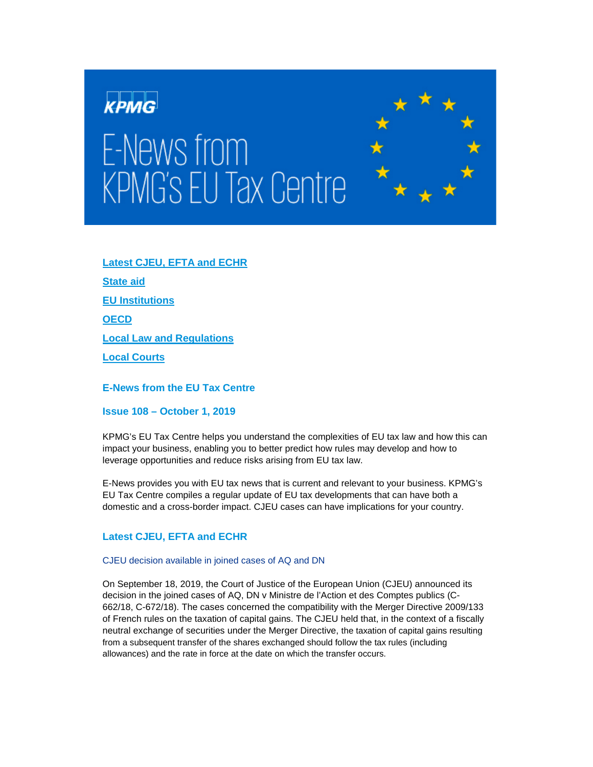# E-News from KPMG's EU Tax Centre

- Latest CJEU, EFTA and ECHR
- State aid
- EU Institutions
- OECD
- Local Law and Regulations
- Local Courts

## E-News from the EU Tax Centre

### Issue 108 – October 1, 2019

KPMG's EU Tax Centre helps you understand the complexities of EU tax law and how this can impact your business, enabling you to better predict how rules may develop and how to leverage opportunities and reduce risks arising from EU tax law.

E-News provides you with EU tax news that is current and relevant to your business. KPMG's EU Tax Centre compiles a regular update of EU tax developments that can have both a domestic and a cross-border impact. CJEU cases can have implications for your country.

## Latest CJEU, EFTA and ECHR

### CJEU decision available in joined cases of AQ and DN

On September 18, 2019, the Court of Justice of the European Union (CJEU) announced its decision in the joined cases of AQ, DN v Ministre de l'Action et des Comptes publics (C-662/18, C-672/18). The cases concerned the compatibility with the Merger Directive 2009/133 of French rules on the taxation of capital gains. The CJEU held that, in the context of a fiscally neutral exchange of securities under the Merger Directive, the taxation of capital gains resulting from a subsequent transfer of the shares exchanged should follow the tax rules (including allowances) and the rate in force at the date on which the transfer occurs.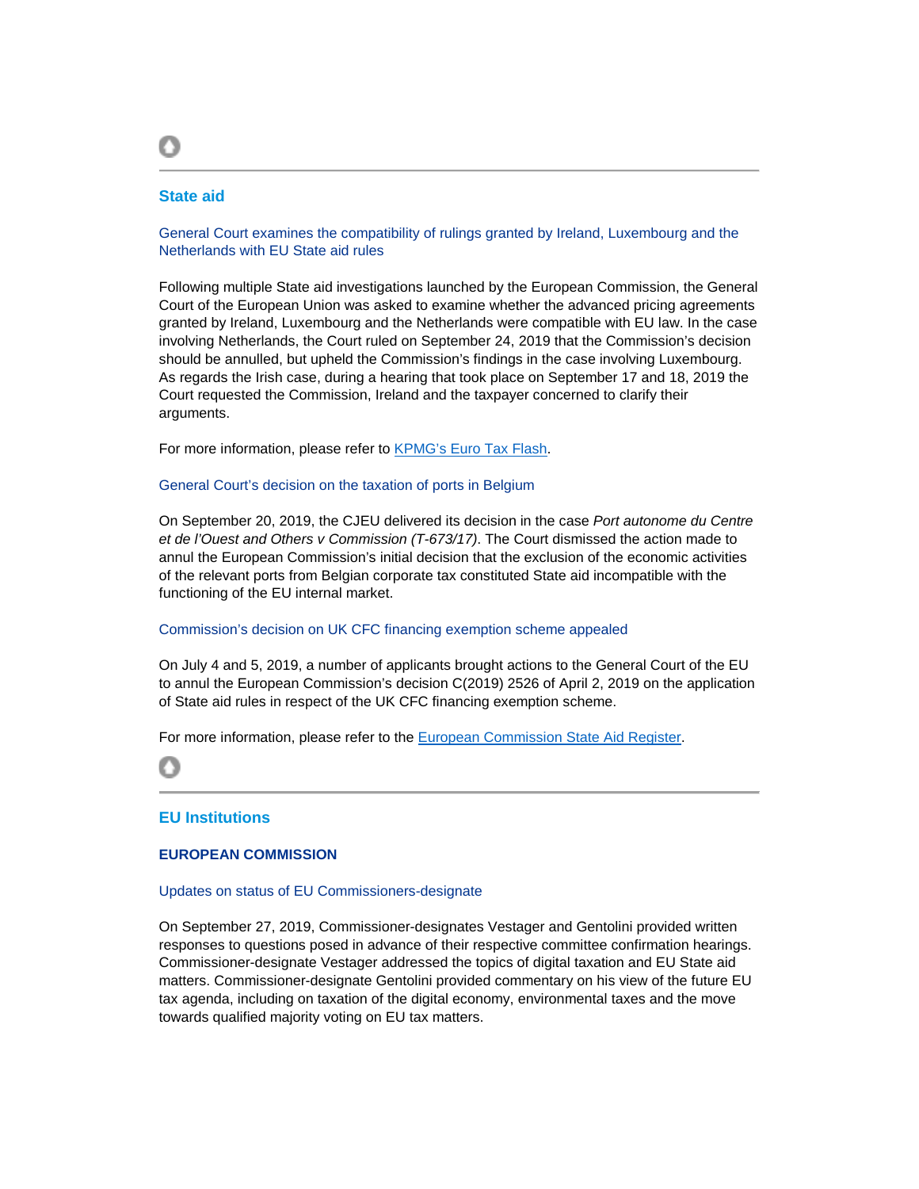## State aid

### General Court examines the compatibility of rulings granted by Ireland, Luxembourg and the Netherlands with EU State aid rules

Following multiple State aid investigations launched by the European Commission, the General Court of the European Union was asked to examine whether the advanced pricing agreements granted by Ireland, Luxembourg and the Netherlands were compatible with EU law. In the case involving Netherlands, the Court ruled on September 24, 2019 that the Commission's decision should be annulled, but upheld the Commission's findings in the case involving Luxembourg. As regards the Irish case, during a hearing that took place on September 17 and 18, 2019 the Court requested the Commission, Ireland and the taxpayer concerned to clarify their arguments.

For more information, please refer to KPMG's Euro Tax Flash.

### General Court's decision on the taxation of ports in Belgium

On September 20, 2019, the CJEU delivered its decision in the case *Port autonome du Centre et de l'Ouest and Others v Commission (T-673/17)*. The Court dismissed the action made to annul the European Commission's initial decision that the exclusion of the economic activities of the relevant ports from Belgian corporate tax constituted State aid incompatible with the functioning of the EU internal market.

### Commission's decision on UK CFC financing exemption scheme appealed

On July 4 and 5, 2019, a number of applicants brought actions to the General Court of the EU to annul the European Commission's decision C(2019) 2526 of April 2, 2019 on the application of State aid rules in respect of the UK CFC financing exemption scheme.

For more information, please refer to the European Commission State Aid Register.

## EU Institutions

### EUROPEAN COMMISSION

#### Updates on status of EU Commissioners-designate

On September 27, 2019, Commissioner-designates Vestager and Gentolini provided written responses to questions posed in advance of their respective committee confirmation hearings. Commissioner-designate Vestager addressed the topics of digital taxation and EU State aid matters. Commissioner-designate Gentolini provided commentary on his view of the future EU tax agenda, including on taxation of the digital economy, environmental taxes and the move towards qualified majority voting on EU tax matters.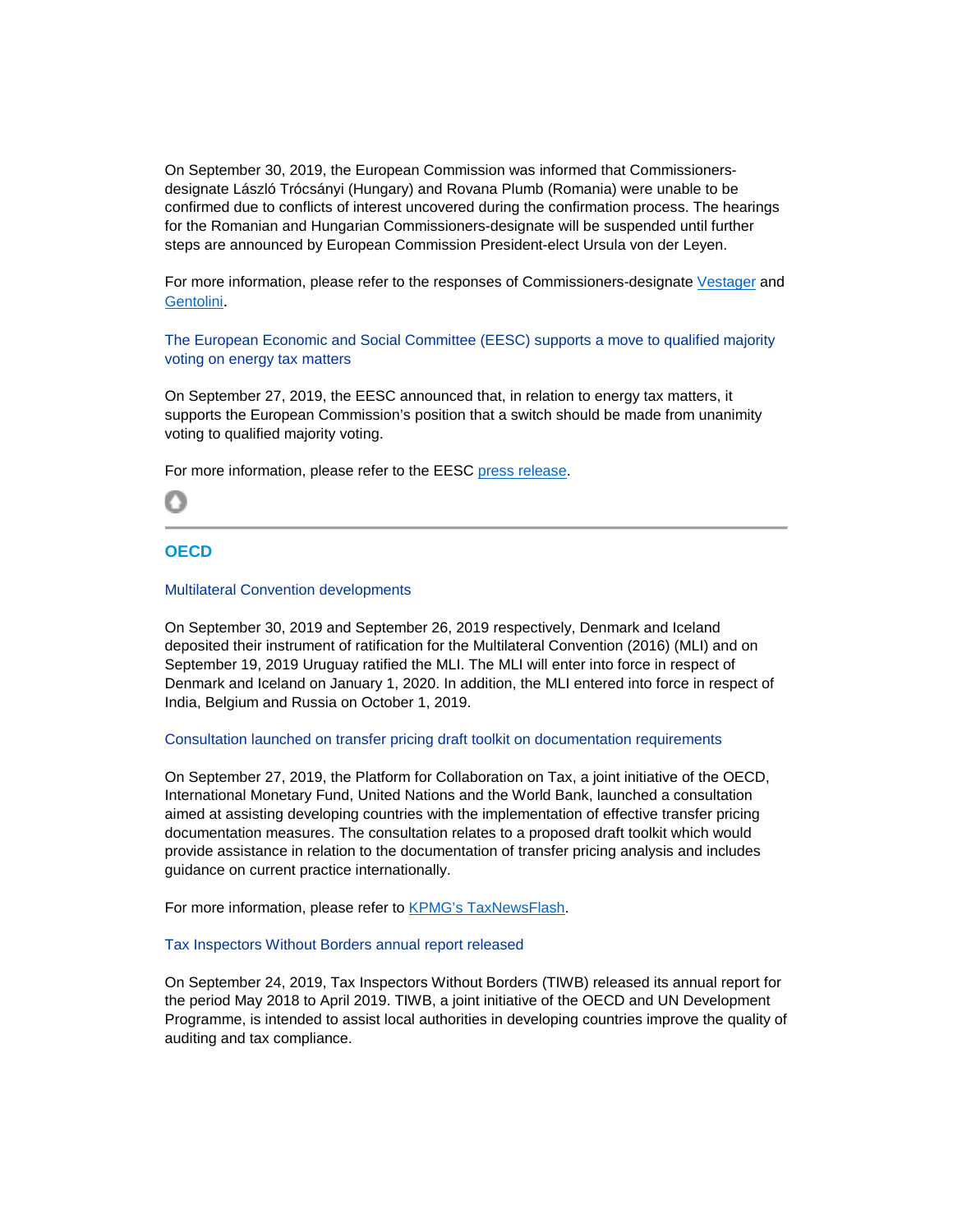On September 30, 2019, the European Commission was informed that Commissioners-designate László Trócsányi (Hungary) and Rovana Plumb (Romania) were unable to be confirmed due to conflicts of interest uncovered during the confirmation process. The hearings for the Romanian and Hungarian Commissioners-designate will be suspended until further steps are announced by European Commission President-elect Ursula von der Leyen.

For more information, please refer to the responses of Commissioners-designate Vestager and Gentolini.

### The European Economic and Social Committee (EESC) supports a move to qualified majority voting on energy tax matters

On September 27, 2019, the EESC announced that, in relation to energy tax matters, it supports the European Commission's position that a switch should be made from unanimity voting to qualified majority voting.

For more information, please refer to the EESC press release.

---

## OECD

### Multilateral Convention developments

On September 30, 2019 and September 26, 2019 respectively, Denmark and Iceland deposited their instrument of ratification for the Multilateral Convention (2016) (MLI) and on September 19, 2019 Uruguay ratified the MLI. The MLI will enter into force in respect of Denmark and Iceland on January 1, 2020. In addition, the MLI entered into force in respect of India, Belgium and Russia on October 1, 2019.

### Consultation launched on transfer pricing draft toolkit on documentation requirements

On September 27, 2019, the Platform for Collaboration on Tax, a joint initiative of the OECD, International Monetary Fund, United Nations and the World Bank, launched a consultation aimed at assisting developing countries with the implementation of effective transfer pricing documentation measures. The consultation relates to a proposed draft toolkit which would provide assistance in relation to the documentation of transfer pricing analysis and includes guidance on current practice internationally.

For more information, please refer to KPMG's TaxNewsFlash.

### Tax Inspectors Without Borders annual report released

On September 24, 2019, Tax Inspectors Without Borders (TIWB) released its annual report for the period May 2018 to April 2019. TIWB, a joint initiative of the OECD and UN Development Programme, is intended to assist local authorities in developing countries improve the quality of auditing and tax compliance.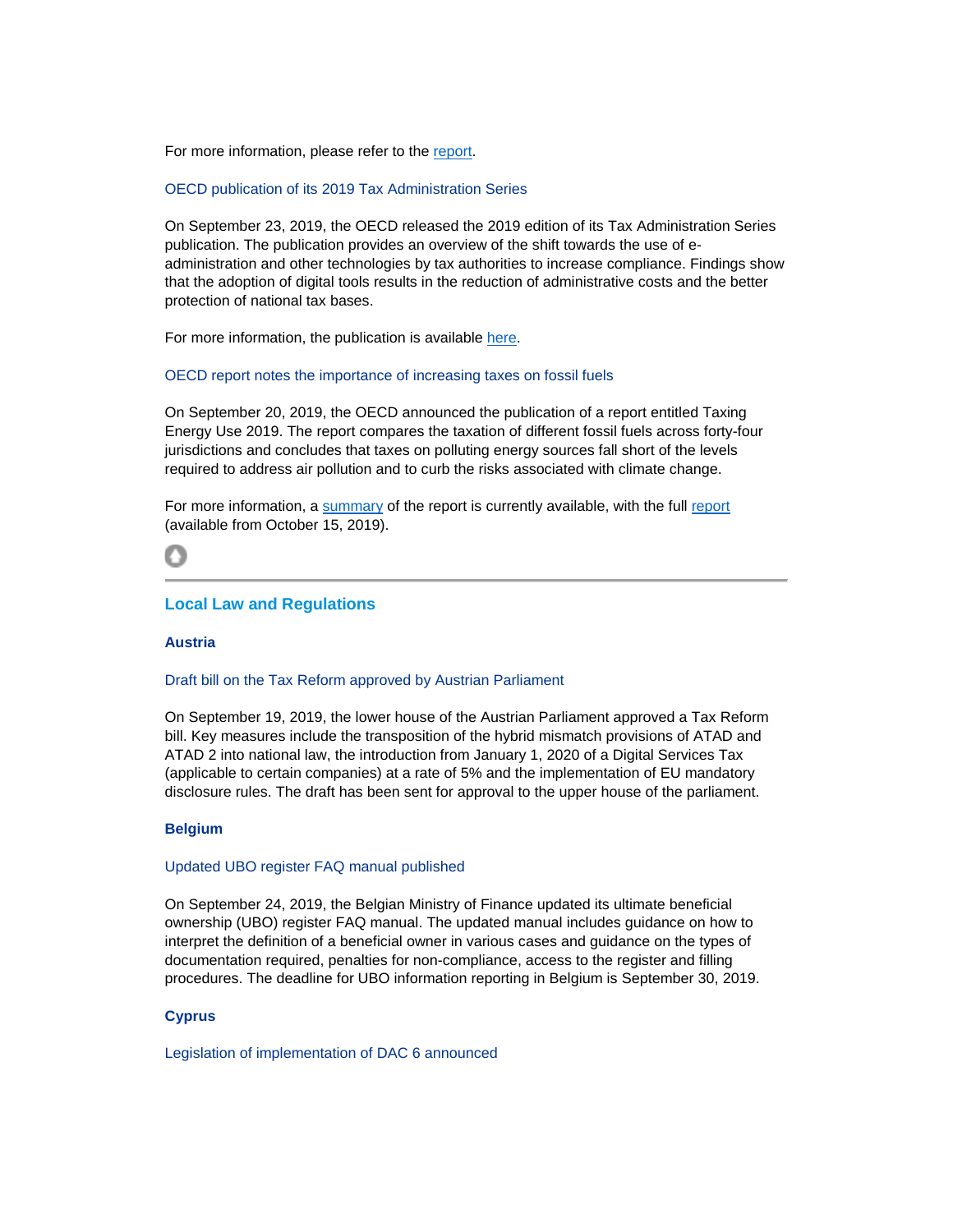For more information, please refer to the report.

### OECD publication of its 2019 Tax Administration Series

On September 23, 2019, the OECD released the 2019 edition of its Tax Administration Series publication. The publication provides an overview of the shift towards the use of e-administration and other technologies by tax authorities to increase compliance. Findings show that the adoption of digital tools results in the reduction of administrative costs and the better protection of national tax bases.

For more information, the publication is available here.

### OECD report notes the importance of increasing taxes on fossil fuels

On September 20, 2019, the OECD announced the publication of a report entitled Taxing Energy Use 2019. The report compares the taxation of different fossil fuels across forty-four jurisdictions and concludes that taxes on polluting energy sources fall short of the levels required to address air pollution and to curb the risks associated with climate change.

For more information, a summary of the report is currently available, with the full report (available from October 15, 2019).

---

## Local Law and Regulations

### Austria

#### Draft bill on the Tax Reform approved by Austrian Parliament

On September 19, 2019, the lower house of the Austrian Parliament approved a Tax Reform bill. Key measures include the transposition of the hybrid mismatch provisions of ATAD and ATAD 2 into national law, the introduction from January 1, 2020 of a Digital Services Tax (applicable to certain companies) at a rate of 5% and the implementation of EU mandatory disclosure rules. The draft has been sent for approval to the upper house of the parliament.

### Belgium

#### Updated UBO register FAQ manual published

On September 24, 2019, the Belgian Ministry of Finance updated its ultimate beneficial ownership (UBO) register FAQ manual. The updated manual includes guidance on how to interpret the definition of a beneficial owner in various cases and guidance on the types of documentation required, penalties for non-compliance, access to the register and filling procedures. The deadline for UBO information reporting in Belgium is September 30, 2019.

### Cyprus

#### Legislation of implementation of DAC 6 announced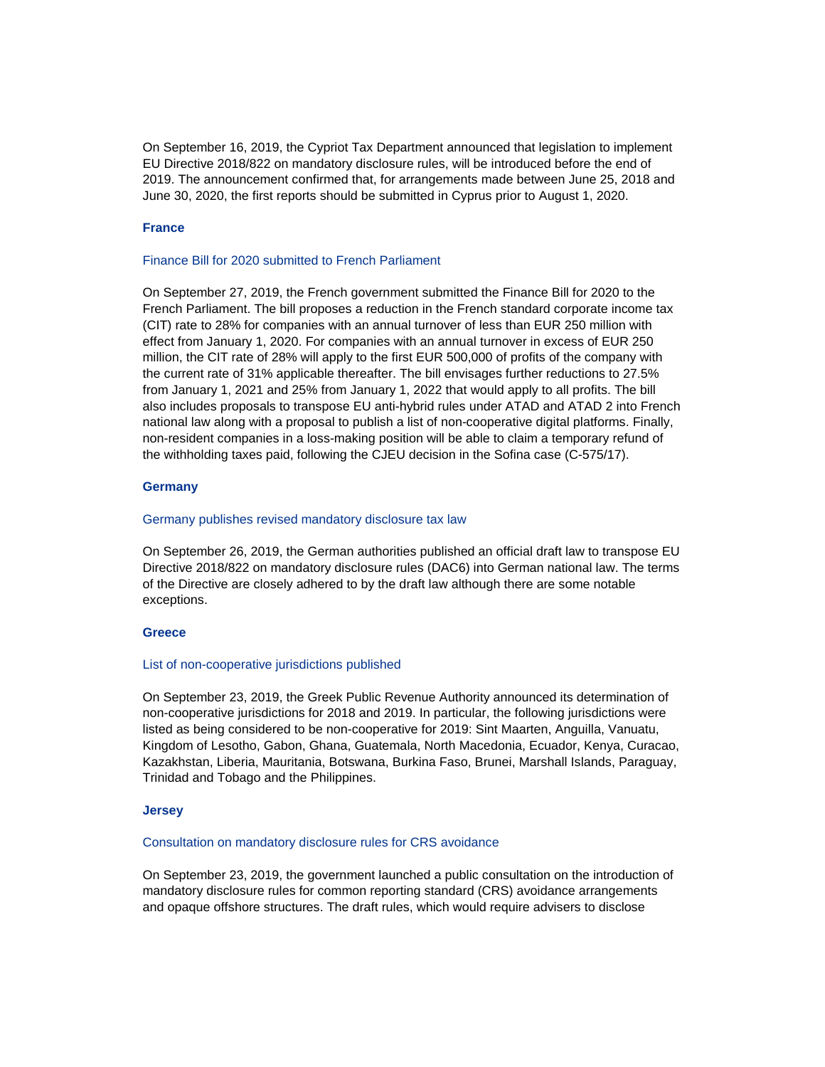On September 16, 2019, the Cypriot Tax Department announced that legislation to implement EU Directive 2018/822 on mandatory disclosure rules, will be introduced before the end of 2019. The announcement confirmed that, for arrangements made between June 25, 2018 and June 30, 2020, the first reports should be submitted in Cyprus prior to August 1, 2020.

### France

#### Finance Bill for 2020 submitted to French Parliament

On September 27, 2019, the French government submitted the Finance Bill for 2020 to the French Parliament. The bill proposes a reduction in the French standard corporate income tax (CIT) rate to 28% for companies with an annual turnover of less than EUR 250 million with effect from January 1, 2020. For companies with an annual turnover in excess of EUR 250 million, the CIT rate of 28% will apply to the first EUR 500,000 of profits of the company with the current rate of 31% applicable thereafter. The bill envisages further reductions to 27.5% from January 1, 2021 and 25% from January 1, 2022 that would apply to all profits. The bill also includes proposals to transpose EU anti-hybrid rules under ATAD and ATAD 2 into French national law along with a proposal to publish a list of non-cooperative digital platforms. Finally, non-resident companies in a loss-making position will be able to claim a temporary refund of the withholding taxes paid, following the CJEU decision in the Sofina case (C-575/17).

### Germany

#### Germany publishes revised mandatory disclosure tax law

On September 26, 2019, the German authorities published an official draft law to transpose EU Directive 2018/822 on mandatory disclosure rules (DAC6) into German national law. The terms of the Directive are closely adhered to by the draft law although there are some notable exceptions.

### Greece

#### List of non-cooperative jurisdictions published

On September 23, 2019, the Greek Public Revenue Authority announced its determination of non-cooperative jurisdictions for 2018 and 2019. In particular, the following jurisdictions were listed as being considered to be non-cooperative for 2019: Sint Maarten, Anguilla, Vanuatu, Kingdom of Lesotho, Gabon, Ghana, Guatemala, North Macedonia, Ecuador, Kenya, Curacao, Kazakhstan, Liberia, Mauritania, Botswana, Burkina Faso, Brunei, Marshall Islands, Paraguay, Trinidad and Tobago and the Philippines.

### Jersey

#### Consultation on mandatory disclosure rules for CRS avoidance

On September 23, 2019, the government launched a public consultation on the introduction of mandatory disclosure rules for common reporting standard (CRS) avoidance arrangements and opaque offshore structures. The draft rules, which would require advisers to disclose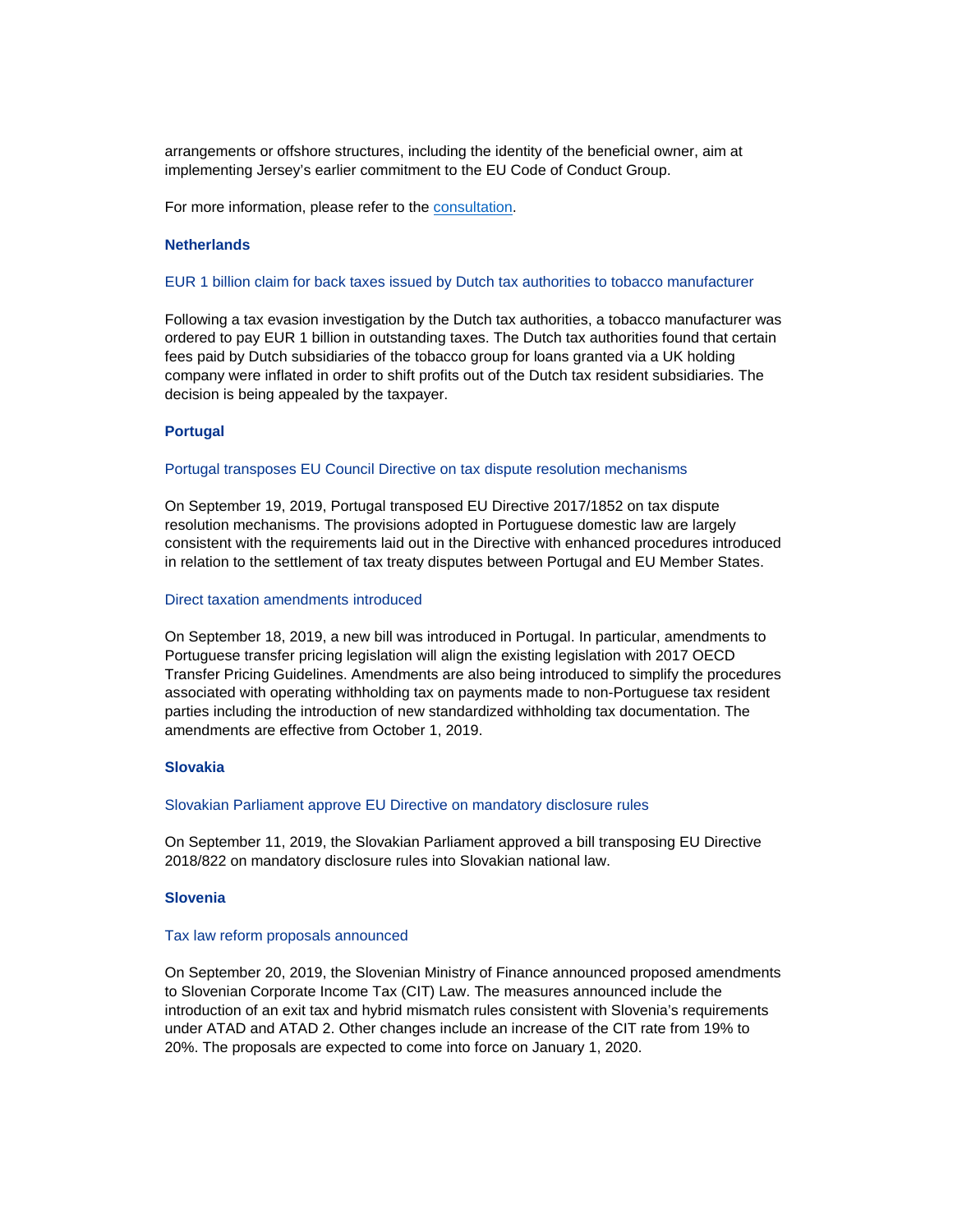arrangements or offshore structures, including the identity of the beneficial owner, aim at implementing Jersey's earlier commitment to the EU Code of Conduct Group.

For more information, please refer to the consultation.

### Netherlands

#### EUR 1 billion claim for back taxes issued by Dutch tax authorities to tobacco manufacturer

Following a tax evasion investigation by the Dutch tax authorities, a tobacco manufacturer was ordered to pay EUR 1 billion in outstanding taxes. The Dutch tax authorities found that certain fees paid by Dutch subsidiaries of the tobacco group for loans granted via a UK holding company were inflated in order to shift profits out of the Dutch tax resident subsidiaries. The decision is being appealed by the taxpayer.

### Portugal

#### Portugal transposes EU Council Directive on tax dispute resolution mechanisms

On September 19, 2019, Portugal transposed EU Directive 2017/1852 on tax dispute resolution mechanisms. The provisions adopted in Portuguese domestic law are largely consistent with the requirements laid out in the Directive with enhanced procedures introduced in relation to the settlement of tax treaty disputes between Portugal and EU Member States.

#### Direct taxation amendments introduced

On September 18, 2019, a new bill was introduced in Portugal. In particular, amendments to Portuguese transfer pricing legislation will align the existing legislation with 2017 OECD Transfer Pricing Guidelines. Amendments are also being introduced to simplify the procedures associated with operating withholding tax on payments made to non-Portuguese tax resident parties including the introduction of new standardized withholding tax documentation. The amendments are effective from October 1, 2019.

### Slovakia

#### Slovakian Parliament approve EU Directive on mandatory disclosure rules

On September 11, 2019, the Slovakian Parliament approved a bill transposing EU Directive 2018/822 on mandatory disclosure rules into Slovakian national law.

### Slovenia

#### Tax law reform proposals announced

On September 20, 2019, the Slovenian Ministry of Finance announced proposed amendments to Slovenian Corporate Income Tax (CIT) Law. The measures announced include the introduction of an exit tax and hybrid mismatch rules consistent with Slovenia's requirements under ATAD and ATAD 2. Other changes include an increase of the CIT rate from 19% to 20%. The proposals are expected to come into force on January 1, 2020.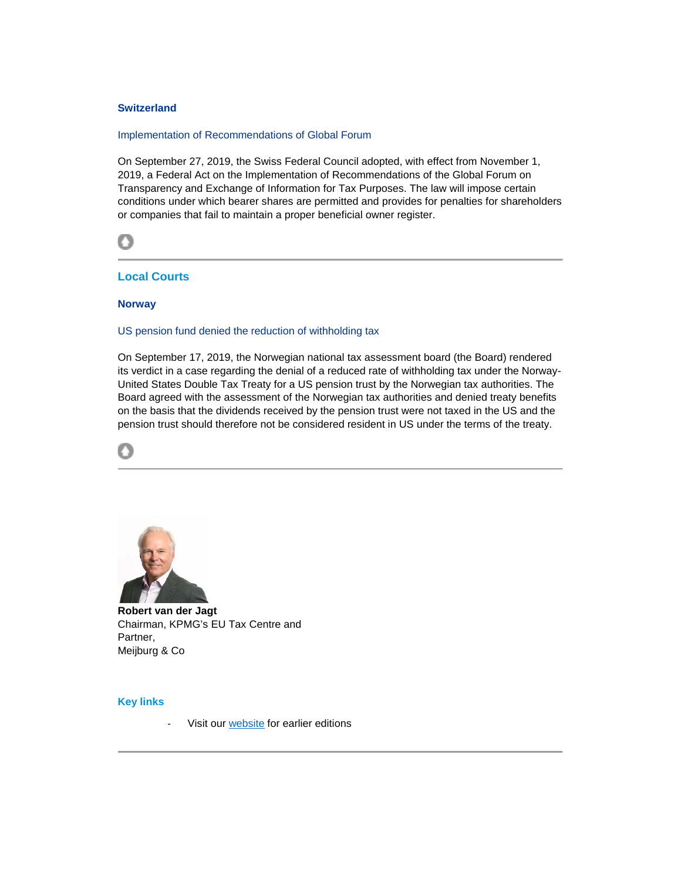### Switzerland

Implementation of Recommendations of Global Forum

On September 27, 2019, the Swiss Federal Council adopted, with effect from November 1, 2019, a Federal Act on the Implementation of Recommendations of the Global Forum on Transparency and Exchange of Information for Tax Purposes. The law will impose certain conditions under which bearer shares are permitted and provides for penalties for shareholders or companies that fail to maintain a proper beneficial owner register.

---

## Local Courts

### Norway

US pension fund denied the reduction of withholding tax

On September 17, 2019, the Norwegian national tax assessment board (the Board) rendered its verdict in a case regarding the denial of a reduced rate of withholding tax under the Norway-United States Double Tax Treaty for a US pension trust by the Norwegian tax authorities. The Board agreed with the assessment of the Norwegian tax authorities and denied treaty benefits on the basis that the dividends received by the pension trust were not taxed in the US and the pension trust should therefore not be considered resident in US under the terms of the treaty.

---

**Robert van der Jagt**
Chairman, KPMG's EU Tax Centre and
Partner,
Meijburg & Co

## Key links

- Visit our website for earlier editions

---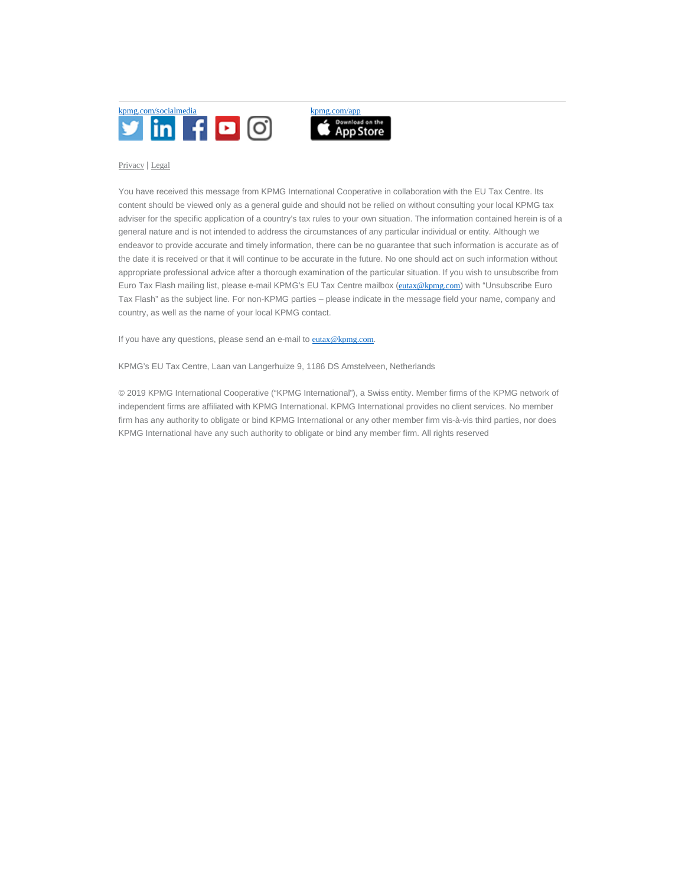kpmg.com/socialmedia

kpmg.com/app

Privacy | Legal

You have received this message from KPMG International Cooperative in collaboration with the EU Tax Centre. Its content should be viewed only as a general guide and should not be relied on without consulting your local KPMG tax adviser for the specific application of a country's tax rules to your own situation. The information contained herein is of a general nature and is not intended to address the circumstances of any particular individual or entity. Although we endeavor to provide accurate and timely information, there can be no guarantee that such information is accurate as of the date it is received or that it will continue to be accurate in the future. No one should act on such information without appropriate professional advice after a thorough examination of the particular situation. If you wish to unsubscribe from Euro Tax Flash mailing list, please e-mail KPMG's EU Tax Centre mailbox (eutax@kpmg.com) with "Unsubscribe Euro Tax Flash" as the subject line. For non-KPMG parties – please indicate in the message field your name, company and country, as well as the name of your local KPMG contact.

If you have any questions, please send an e-mail to eutax@kpmg.com.

KPMG's EU Tax Centre, Laan van Langerhuize 9, 1186 DS Amstelveen, Netherlands

© 2019 KPMG International Cooperative ("KPMG International"), a Swiss entity. Member firms of the KPMG network of independent firms are affiliated with KPMG International. KPMG International provides no client services. No member firm has any authority to obligate or bind KPMG International or any other member firm vis-à-vis third parties, nor does KPMG International have any such authority to obligate or bind any member firm. All rights reserved